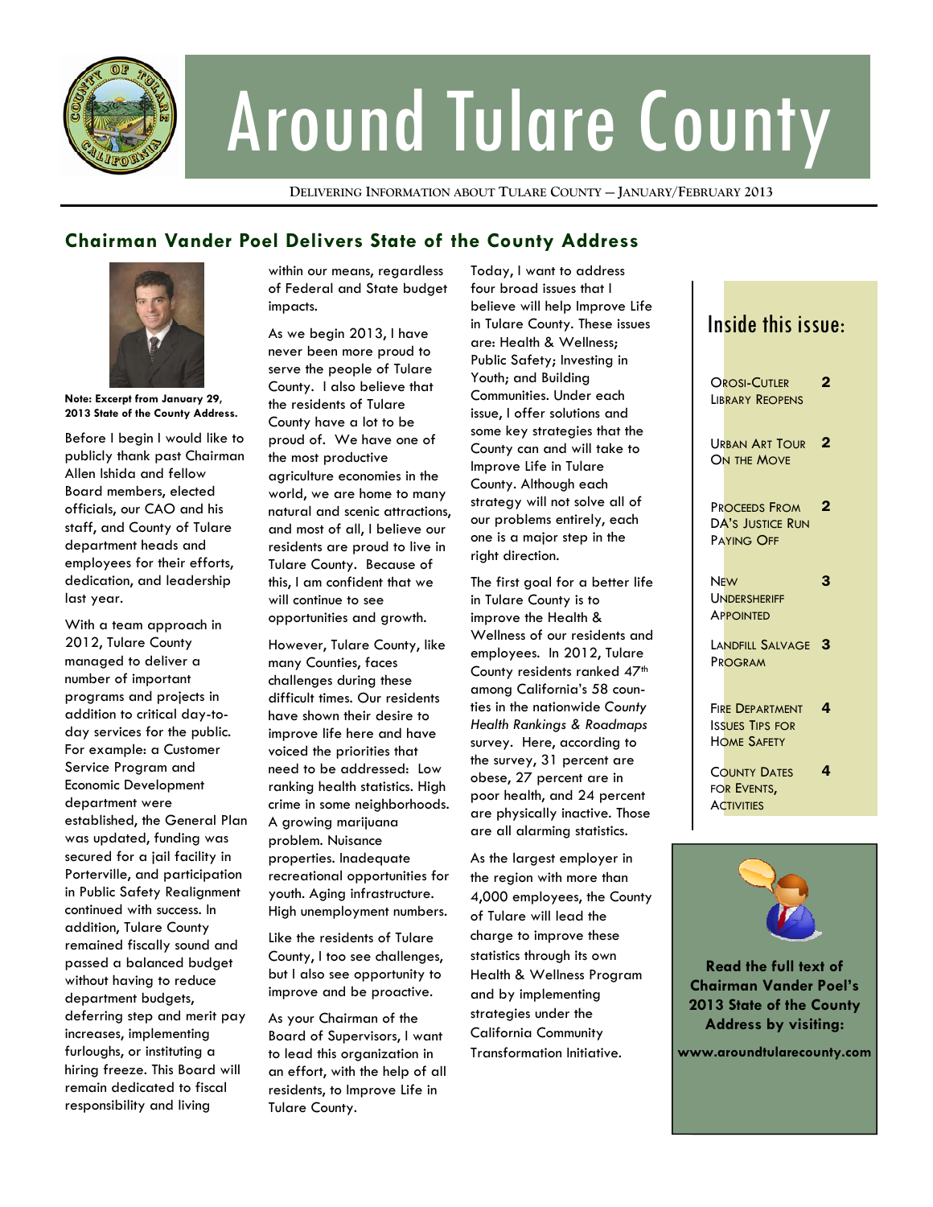# Around Tulare County

DELIVERING INFORMATION ABOUT TULARE COUNTY — JANUARY/FEBRUARY 2013

## Chairman Vander Poel Delivers State of the County Address

**Note: Excerpt from January 29, 2013 State of the County Address.**

Before I begin I would like to publicly thank past Chairman Allen Ishida and fellow Board members, elected officials, our CAO and his staff, and County of Tulare department heads and employees for their efforts, dedication, and leadership last year.

With a team approach in 2012, Tulare County managed to deliver a number of important programs and projects in addition to critical day-to-day services for the public. For example: a Customer Service Program and Economic Development department were established, the General Plan was updated, funding was secured for a jail facility in Porterville, and participation in Public Safety Realignment continued with success. In addition, Tulare County remained fiscally sound and passed a balanced budget without having to reduce department budgets, deferring step and merit pay increases, implementing furloughs, or instituting a hiring freeze. This Board will remain dedicated to fiscal responsibility and living within our means, regardless of Federal and State budget impacts.

As we begin 2013, I have never been more proud to serve the people of Tulare County. I also believe that the residents of Tulare County have a lot to be proud of. We have one of the most productive agriculture economies in the world, we are home to many natural and scenic attractions, and most of all, I believe our residents are proud to live in Tulare County. Because of this, I am confident that we will continue to see opportunities and growth.

However, Tulare County, like many Counties, faces challenges during these difficult times. Our residents have shown their desire to improve life here and have voiced the priorities that need to be addressed: Low ranking health statistics. High crime in some neighborhoods. A growing marijuana problem. Nuisance properties. Inadequate recreational opportunities for youth. Aging infrastructure. High unemployment numbers.

Like the residents of Tulare County, I too see challenges, but I also see opportunity to improve and be proactive.

As your Chairman of the Board of Supervisors, I want to lead this organization in an effort, with the help of all residents, to Improve Life in Tulare County.

Today, I want to address four broad issues that I believe will help Improve Life in Tulare County. These issues are: Health & Wellness; Public Safety; Investing in Youth; and Building Communities. Under each issue, I offer solutions and some key strategies that the County can and will take to Improve Life in Tulare County. Although each strategy will not solve all of our problems entirely, each one is a major step in the right direction.

The first goal for a better life in Tulare County is to improve the Health & Wellness of our residents and employees. In 2012, Tulare County residents ranked 47th among California's 58 counties in the nationwide *County Health Rankings & Roadmaps* survey. Here, according to the survey, 31 percent are obese, 27 percent are in poor health, and 24 percent are physically inactive. Those are all alarming statistics.

As the largest employer in the region with more than 4,000 employees, the County of Tulare will lead the charge to improve these statistics through its own Health & Wellness Program and by implementing strategies under the California Community Transformation Initiative.

## Inside this issue:

| | |
|---|---|
| Orosi-Cutler Library Reopens | 2 |
| Urban Art Tour On the Move | 2 |
| Proceeds From DA's Justice Run Paying Off | 2 |
| New Undersheriff Appointed | 3 |
| Landfill Salvage Program | 3 |
| Fire Department Issues Tips for Home Safety | 4 |
| County Dates for Events, Activities | 4 |

**Read the full text of Chairman Vander Poel's 2013 State of the County Address by visiting:**

**www.aroundtularecounty.com**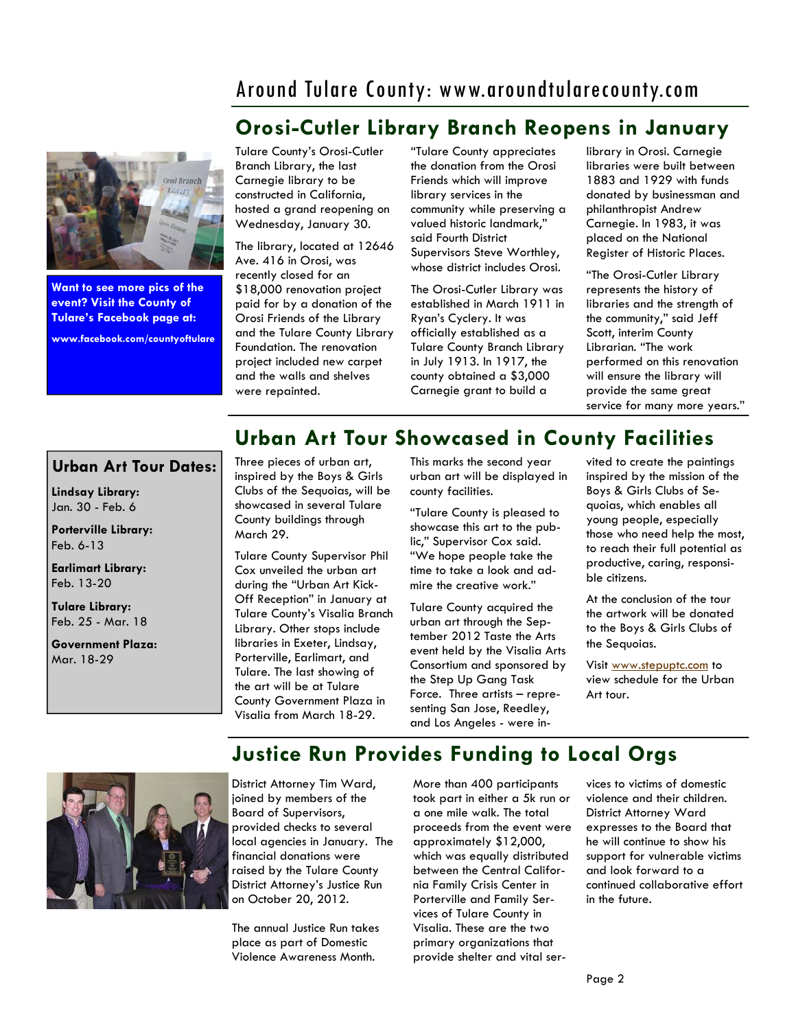## Orosi-Cutler Library Branch Reopens in January

**Want to see more pics of the event? Visit the County of Tulare's Facebook page at:**

**www.facebook.com/countyoftulare**

Tulare County's Orosi-Cutler Branch Library, the last Carnegie library to be constructed in California, hosted a grand reopening on Wednesday, January 30.

The library, located at 12646 Ave. 416 in Orosi, was recently closed for an $18,000 renovation project paid for by a donation of the Orosi Friends of the Library and the Tulare County Library Foundation. The renovation project included new carpet and the walls and shelves were repainted.

"Tulare County appreciates the donation from the Orosi Friends which will improve library services in the community while preserving a valued historic landmark," said Fourth District Supervisors Steve Worthley, whose district includes Orosi.

The Orosi-Cutler Library was established in March 1911 in Ryan's Cyclery. It was officially established as a Tulare County Branch Library in July 1913. In 1917, the county obtained a $3,000 Carnegie grant to build a library in Orosi. Carnegie libraries were built between 1883 and 1929 with funds donated by businessman and philanthropist Andrew Carnegie. In 1983, it was placed on the National Register of Historic Places.

"The Orosi-Cutler Library represents the history of libraries and the strength of the community," said Jeff Scott, interim County Librarian. "The work performed on this renovation will ensure the library will provide the same great service for many more years."

## Urban Art Tour Showcased in County Facilities

### Urban Art Tour Dates:

**Lindsay Library:**
Jan. 30 - Feb. 6

**Porterville Library:**
Feb. 6-13

**Earlimart Library:**
Feb. 13-20

**Tulare Library:**
Feb. 25 - Mar. 18

**Government Plaza:**
Mar. 18-29

Three pieces of urban art, inspired by the Boys & Girls Clubs of the Sequoias, will be showcased in several Tulare County buildings through March 29.

Tulare County Supervisor Phil Cox unveiled the urban art during the "Urban Art Kick-Off Reception" in January at Tulare County's Visalia Branch Library. Other stops include libraries in Exeter, Lindsay, Porterville, Earlimart, and Tulare. The last showing of the art will be at Tulare County Government Plaza in Visalia from March 18-29.

This marks the second year urban art will be displayed in county facilities.

"Tulare County is pleased to showcase this art to the public," Supervisor Cox said. "We hope people take the time to take a look and admire the creative work."

Tulare County acquired the urban art through the September 2012 Taste the Arts event held by the Visalia Arts Consortium and sponsored by the Step Up Gang Task Force. Three artists – representing San Jose, Reedley, and Los Angeles - were invited to create the paintings inspired by the mission of the Boys & Girls Clubs of Sequoias, which enables all young people, especially those who need help the most, to reach their full potential as productive, caring, responsible citizens.

At the conclusion of the tour the artwork will be donated to the Boys & Girls Clubs of the Sequoias.

Visit www.stepuptc.com to view schedule for the Urban Art tour.

## Justice Run Provides Funding to Local Orgs

District Attorney Tim Ward, joined by members of the Board of Supervisors, provided checks to several local agencies in January. The financial donations were raised by the Tulare County District Attorney's Justice Run on October 20, 2012.

The annual Justice Run takes place as part of Domestic Violence Awareness Month.

More than 400 participants took part in either a 5k run or a one mile walk. The total proceeds from the event were approximately $12,000, which was equally distributed between the Central California Family Crisis Center in Porterville and Family Services of Tulare County in Visalia. These are the two primary organizations that provide shelter and vital services to victims of domestic violence and their children. District Attorney Ward expresses to the Board that he will continue to show his support for vulnerable victims and look forward to a continued collaborative effort in the future.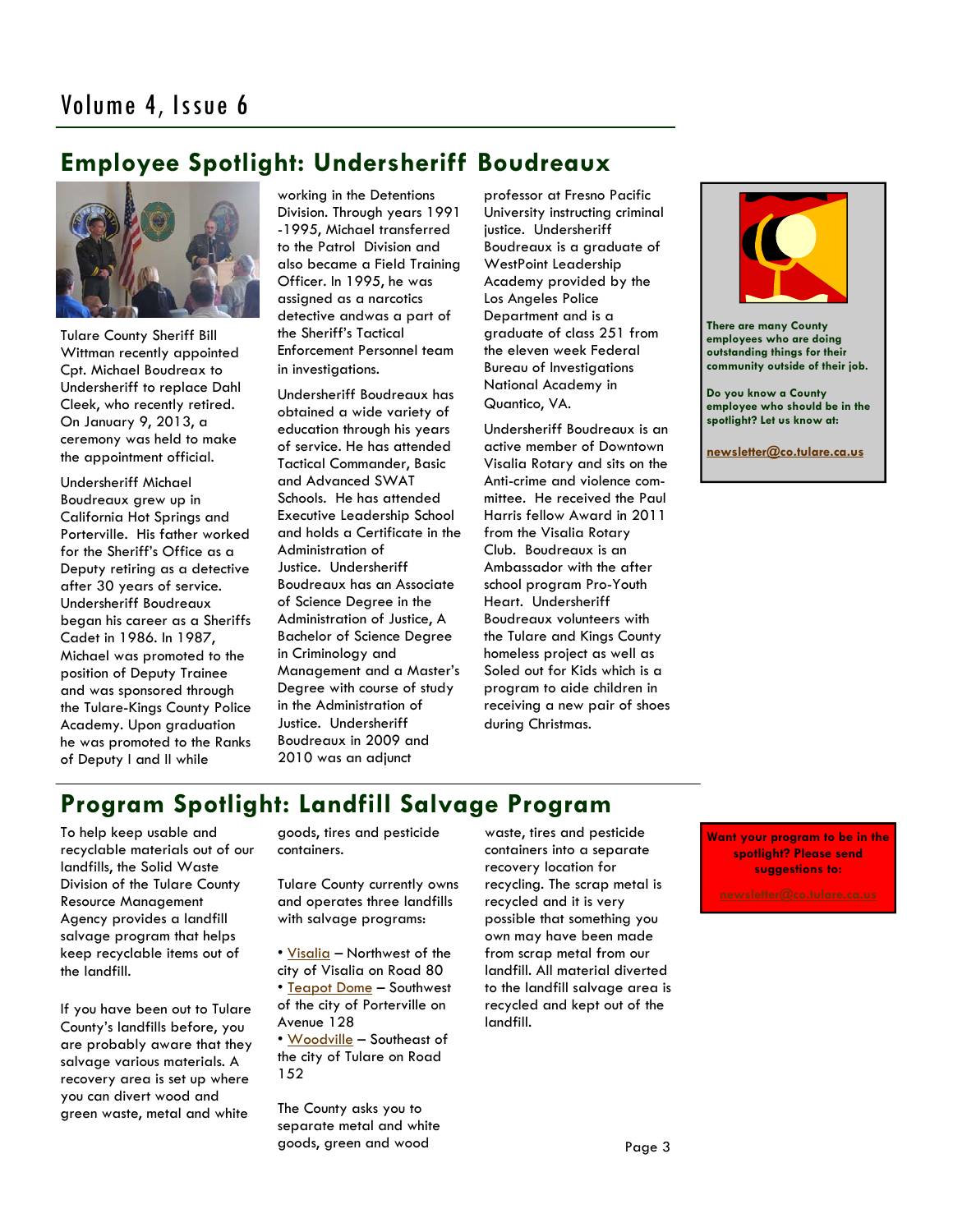## Employee Spotlight: Undersheriff Boudreaux

Tulare County Sheriff Bill Wittman recently appointed Cpt. Michael Boudreax to Undersheriff to replace Dahl Cleek, who recently retired. On January 9, 2013, a ceremony was held to make the appointment official.

Undersheriff Michael Boudreaux grew up in California Hot Springs and Porterville. His father worked for the Sheriff's Office as a Deputy retiring as a detective after 30 years of service. Undersheriff Boudreaux began his career as a Sheriffs Cadet in 1986. In 1987, Michael was promoted to the position of Deputy Trainee and was sponsored through the Tulare-Kings County Police Academy. Upon graduation he was promoted to the Ranks of Deputy I and II while working in the Detentions Division. Through years 1991 -1995, Michael transferred to the Patrol Division and also became a Field Training Officer. In 1995, he was assigned as a narcotics detective andwas a part of the Sheriff's Tactical Enforcement Personnel team in investigations.

Undersheriff Boudreaux has obtained a wide variety of education through his years of service. He has attended Tactical Commander, Basic and Advanced SWAT Schools. He has attended Executive Leadership School and holds a Certificate in the Administration of Justice. Undersheriff Boudreaux has an Associate of Science Degree in the Administration of Justice, A Bachelor of Science Degree in Criminology and Management and a Master's Degree with course of study in the Administration of Justice. Undersheriff Boudreaux in 2009 and 2010 was an adjunct professor at Fresno Pacific University instructing criminal justice. Undersheriff Boudreaux is a graduate of WestPoint Leadership Academy provided by the Los Angeles Police Department and is a graduate of class 251 from the eleven week Federal Bureau of Investigations National Academy in Quantico, VA.

Undersheriff Boudreaux is an active member of Downtown Visalia Rotary and sits on the Anti-crime and violence committee. He received the Paul Harris fellow Award in 2011 from the Visalia Rotary Club. Boudreaux is an Ambassador with the after school program Pro-Youth Heart. Undersheriff Boudreaux volunteers with the Tulare and Kings County homeless project as well as Soled out for Kids which is a program to aide children in receiving a new pair of shoes during Christmas.

**There are many County employees who are doing outstanding things for their community outside of their job.**

**Do you know a County employee who should be in the spotlight? Let us know at:**

**newsletter@co.tulare.ca.us**

## Program Spotlight: Landfill Salvage Program

To help keep usable and recyclable materials out of our landfills, the Solid Waste Division of the Tulare County Resource Management Agency provides a landfill salvage program that helps keep recyclable items out of the landfill.

If you have been out to Tulare County's landfills before, you are probably aware that they salvage various materials. A recovery area is set up where you can divert wood and green waste, metal and white goods, tires and pesticide containers.

Tulare County currently owns and operates three landfills with salvage programs:

- Visalia – Northwest of the city of Visalia on Road 80
- Teapot Dome – Southwest of the city of Porterville on Avenue 128
- Woodville – Southeast of the city of Tulare on Road 152

The County asks you to separate metal and white goods, green and wood waste, tires and pesticide containers into a separate recovery location for recycling. The scrap metal is recycled and it is very possible that something you own may have been made from scrap metal from our landfill. All material diverted to the landfill salvage area is recycled and kept out of the landfill.

**Want your program to be in the spotlight? Please send suggestions to:**

**newsletter@co.tulare.ca.us**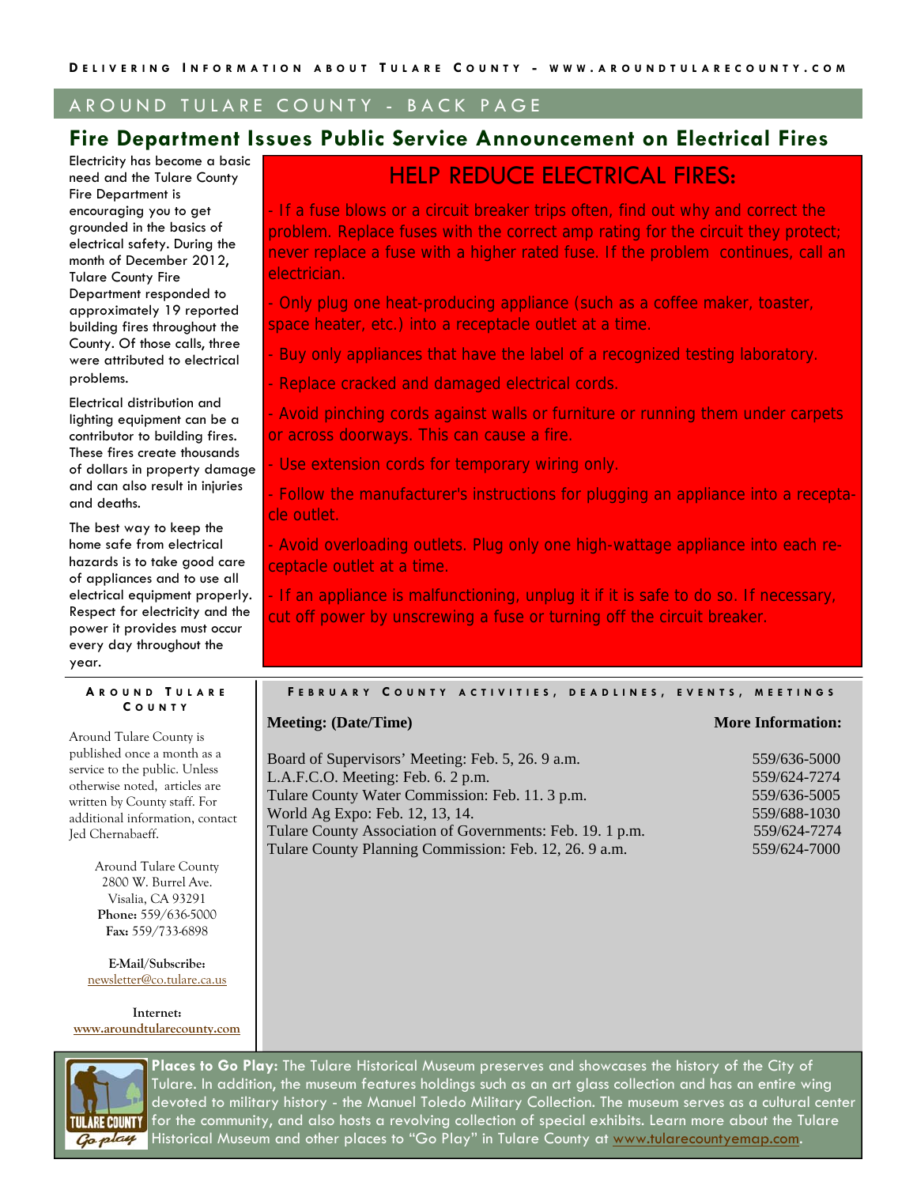## AROUND TULARE COUNTY - BACK PAGE

# Fire Department Issues Public Service Announcement on Electrical Fires

Electricity has become a basic need and the Tulare County Fire Department is encouraging you to get grounded in the basics of electrical safety. During the month of December 2012, Tulare County Fire Department responded to approximately 19 reported building fires throughout the County. Of those calls, three were attributed to electrical problems.

Electrical distribution and lighting equipment can be a contributor to building fires. These fires create thousands of dollars in property damage and can also result in injuries and deaths.

The best way to keep the home safe from electrical hazards is to take good care of appliances and to use all electrical equipment properly. Respect for electricity and the power it provides must occur every day throughout the year.

## HELP REDUCE ELECTRICAL FIRES:

- If a fuse blows or a circuit breaker trips often, find out why and correct the problem. Replace fuses with the correct amp rating for the circuit they protect; never replace a fuse with a higher rated fuse. If the problem continues, call an electrician.
- Only plug one heat-producing appliance (such as a coffee maker, toaster, space heater, etc.) into a receptacle outlet at a time.
- Buy only appliances that have the label of a recognized testing laboratory.
- Replace cracked and damaged electrical cords.
- Avoid pinching cords against walls or furniture or running them under carpets or across doorways. This can cause a fire.
- Use extension cords for temporary wiring only.
- Follow the manufacturer's instructions for plugging an appliance into a receptacle outlet.
- Avoid overloading outlets. Plug only one high-wattage appliance into each receptacle outlet at a time.
- If an appliance is malfunctioning, unplug it if it is safe to do so. If necessary, cut off power by unscrewing a fuse or turning off the circuit breaker.

### AROUND TULARE COUNTY

Around Tulare County is published once a month as a service to the public. Unless otherwise noted, articles are written by County staff. For additional information, contact Jed Chernabaeff.

Around Tulare County
2800 W. Burrel Ave.
Visalia, CA 93291
**Phone:** 559/636-5000
**Fax:** 559/733-6898

**E-Mail/Subscribe:**
newsletter@co.tulare.ca.us

**Internet:**
www.aroundtularecounty.com

### FEBRUARY COUNTY ACTIVITIES, DEADLINES, EVENTS, MEETINGS

| Meeting: (Date/Time) | More Information: |
|---|---|
| Board of Supervisors' Meeting: Feb. 5, 26. 9 a.m. | 559/636-5000 |
| L.A.F.C.O. Meeting: Feb. 6. 2 p.m. | 559/624-7274 |
| Tulare County Water Commission: Feb. 11. 3 p.m. | 559/636-5005 |
| World Ag Expo: Feb. 12, 13, 14. | 559/688-1030 |
| Tulare County Association of Governments: Feb. 19. 1 p.m. | 559/624-7274 |
| Tulare County Planning Commission: Feb. 12, 26. 9 a.m. | 559/624-7000 |

**Places to Go Play:** The Tulare Historical Museum preserves and showcases the history of the City of Tulare. In addition, the museum features holdings such as an art glass collection and has an entire wing devoted to military history - the Manuel Toledo Military Collection. The museum serves as a cultural center for the community, and also hosts a revolving collection of special exhibits. Learn more about the Tulare Historical Museum and other places to "Go Play" in Tulare County at www.tularecountyemap.com.